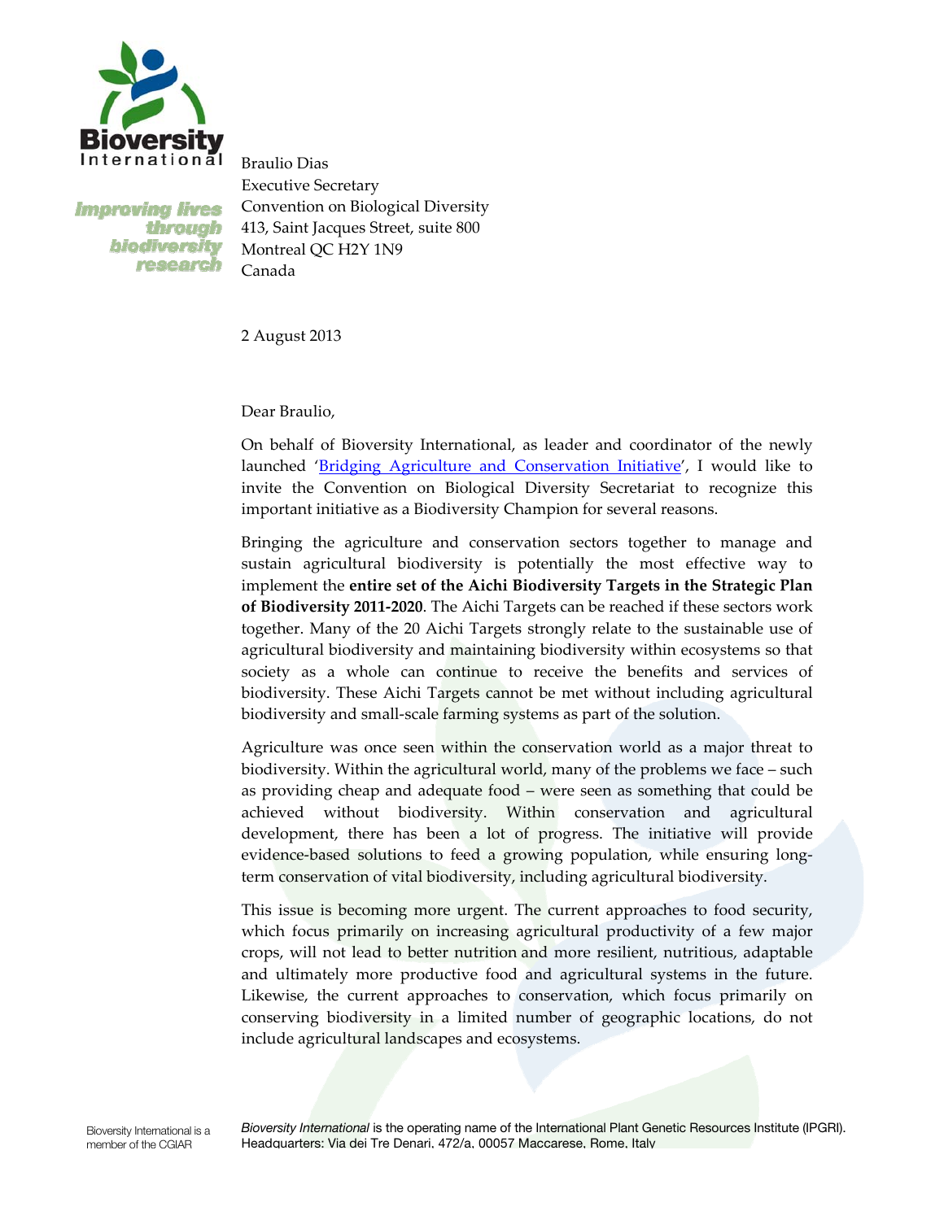**Bioversity International**

*Improving lives through biodiversity research*

Braulio Dias
Executive Secretary
Convention on Biological Diversity
413, Saint Jacques Street, suite 800
Montreal QC H2Y 1N9
Canada

2 August 2013

Dear Braulio,

On behalf of Bioversity International, as leader and coordinator of the newly launched '[Bridging Agriculture and Conservation Initiative](#)', I would like to invite the Convention on Biological Diversity Secretariat to recognize this important initiative as a Biodiversity Champion for several reasons.

Bringing the agriculture and conservation sectors together to manage and sustain agricultural biodiversity is potentially the most effective way to implement the **entire set of the Aichi Biodiversity Targets in the Strategic Plan of Biodiversity 2011-2020**. The Aichi Targets can be reached if these sectors work together. Many of the 20 Aichi Targets strongly relate to the sustainable use of agricultural biodiversity and maintaining biodiversity within ecosystems so that society as a whole can continue to receive the benefits and services of biodiversity. These Aichi Targets cannot be met without including agricultural biodiversity and small-scale farming systems as part of the solution.

Agriculture was once seen within the conservation world as a major threat to biodiversity. Within the agricultural world, many of the problems we face – such as providing cheap and adequate food – were seen as something that could be achieved without biodiversity. Within conservation and agricultural development, there has been a lot of progress. The initiative will provide evidence-based solutions to feed a growing population, while ensuring long-term conservation of vital biodiversity, including agricultural biodiversity.

This issue is becoming more urgent. The current approaches to food security, which focus primarily on increasing agricultural productivity of a few major crops, will not lead to better nutrition and more resilient, nutritious, adaptable and ultimately more productive food and agricultural systems in the future. Likewise, the current approaches to conservation, which focus primarily on conserving biodiversity in a limited number of geographic locations, do not include agricultural landscapes and ecosystems.

Bioversity International is a member of the CGIAR

*Bioversity International* is the operating name of the International Plant Genetic Resources Institute (IPGRI). Headquarters: Via dei Tre Denari, 472/a, 00057 Maccarese, Rome, Italy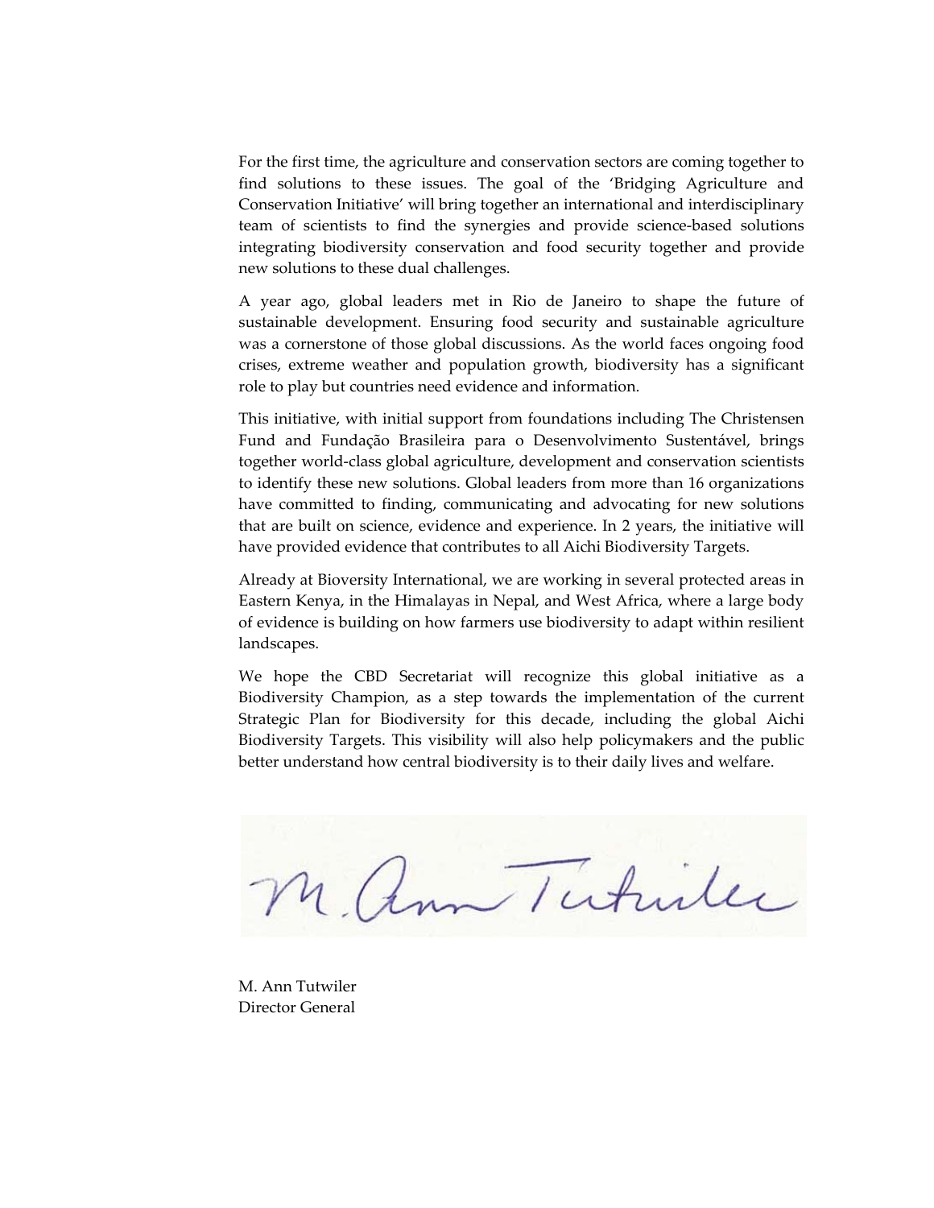For the first time, the agriculture and conservation sectors are coming together to find solutions to these issues. The goal of the 'Bridging Agriculture and Conservation Initiative' will bring together an international and interdisciplinary team of scientists to find the synergies and provide science-based solutions integrating biodiversity conservation and food security together and provide new solutions to these dual challenges.

A year ago, global leaders met in Rio de Janeiro to shape the future of sustainable development. Ensuring food security and sustainable agriculture was a cornerstone of those global discussions. As the world faces ongoing food crises, extreme weather and population growth, biodiversity has a significant role to play but countries need evidence and information.

This initiative, with initial support from foundations including The Christensen Fund and Fundação Brasileira para o Desenvolvimento Sustentável, brings together world-class global agriculture, development and conservation scientists to identify these new solutions. Global leaders from more than 16 organizations have committed to finding, communicating and advocating for new solutions that are built on science, evidence and experience. In 2 years, the initiative will have provided evidence that contributes to all Aichi Biodiversity Targets.

Already at Bioversity International, we are working in several protected areas in Eastern Kenya, in the Himalayas in Nepal, and West Africa, where a large body of evidence is building on how farmers use biodiversity to adapt within resilient landscapes.

We hope the CBD Secretariat will recognize this global initiative as a Biodiversity Champion, as a step towards the implementation of the current Strategic Plan for Biodiversity for this decade, including the global Aichi Biodiversity Targets. This visibility will also help policymakers and the public better understand how central biodiversity is to their daily lives and welfare.

M. Ann Tutwiler

M. Ann Tutwiler
Director General